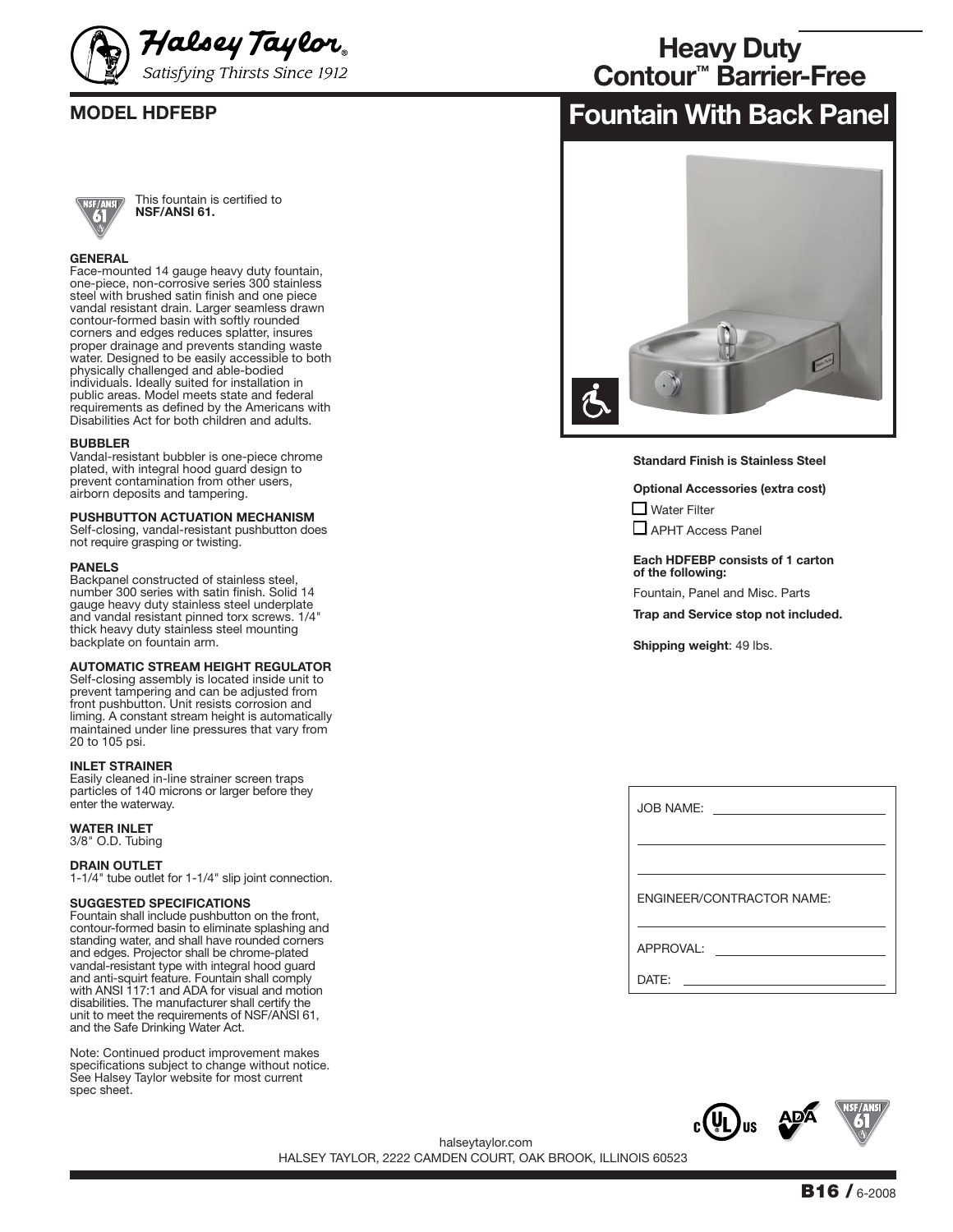Halsey Taylor®
*Satisfying Thirsts Since 1912*

# Heavy Duty Contour™ Barrier-Free Fountain With Back Panel

## MODEL HDFEBP

This fountain is certified to **NSF/ANSI 61.**

**GENERAL**
Face-mounted 14 gauge heavy duty fountain, one-piece, non-corrosive series 300 stainless steel with brushed satin finish and one piece vandal resistant drain. Larger seamless drawn contour-formed basin with softly rounded corners and edges reduces splatter, insures proper drainage and prevents standing waste water. Designed to be easily accessible to both physically challenged and able-bodied individuals. Ideally suited for installation in public areas. Model meets state and federal requirements as defined by the Americans with Disabilities Act for both children and adults.

**BUBBLER**
Vandal-resistant bubbler is one-piece chrome plated, with integral hood guard design to prevent contamination from other users, airborn deposits and tampering.

**PUSHBUTTON ACTUATION MECHANISM**
Self-closing, vandal-resistant pushbutton does not require grasping or twisting.

**PANELS**
Backpanel constructed of stainless steel, number 300 series with satin finish. Solid 14 gauge heavy duty stainless steel underplate and vandal resistant pinned torx screws. 1/4" thick heavy duty stainless steel mounting backplate on fountain arm.

**AUTOMATIC STREAM HEIGHT REGULATOR**
Self-closing assembly is located inside unit to prevent tampering and can be adjusted from front pushbutton. Unit resists corrosion and liming. A constant stream height is automatically maintained under line pressures that vary from 20 to 105 psi.

**INLET STRAINER**
Easily cleaned in-line strainer screen traps particles of 140 microns or larger before they enter the waterway.

**WATER INLET**
3/8" O.D. Tubing

**DRAIN OUTLET**
1-1/4" tube outlet for 1-1/4" slip joint connection.

**SUGGESTED SPECIFICATIONS**
Fountain shall include pushbutton on the front, contour-formed basin to eliminate splashing and standing water, and shall have rounded corners and edges. Projector shall be chrome-plated vandal-resistant type with integral hood guard and anti-squirt feature. Fountain shall comply with ANSI 117:1 and ADA for visual and motion disabilities. The manufacturer shall certify the unit to meet the requirements of NSF/ANSI 61, and the Safe Drinking Water Act.

Note: Continued product improvement makes specifications subject to change without notice. See Halsey Taylor website for most current spec sheet.

**Standard Finish is Stainless Steel**

**Optional Accessories (extra cost)**

- ☐ Water Filter
- ☐ APHT Access Panel

**Each HDFEBP consists of 1 carton of the following:**

Fountain, Panel and Misc. Parts

**Trap and Service stop not included.**

**Shipping weight**: 49 lbs.

JOB NAME: ______________________

______________________

______________________

ENGINEER/CONTRACTOR NAME:

______________________

APPROVAL: ______________________

DATE: ______________________

halseytaylor.com
HALSEY TAYLOR, 2222 CAMDEN COURT, OAK BROOK, ILLINOIS 60523

B16 / 6-2008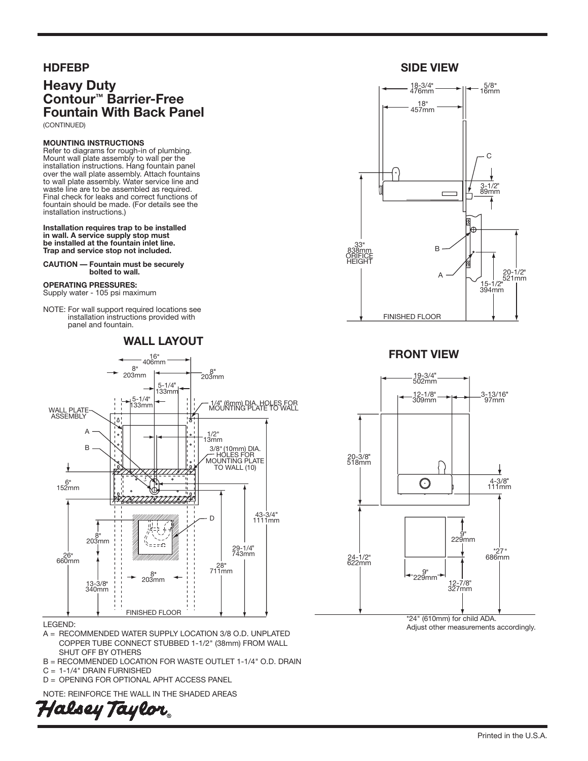## HDFEBP

# Heavy Duty Contour™ Barrier-Free Fountain With Back Panel

(CONTINUED)

**MOUNTING INSTRUCTIONS**
Refer to diagrams for rough-in of plumbing. Mount wall plate assembly to wall per the installation instructions. Hang fountain panel over the wall plate assembly. Attach fountains to wall plate assembly. Water service line and waste line are to be assembled as required. Final check for leaks and correct functions of fountain should be made. (For details see the installation instructions.)

**Installation requires trap to be installed in wall. A service supply stop must be installed at the fountain inlet line. Trap and service stop not included.**

**CAUTION — Fountain must be securely bolted to wall.**

**OPERATING PRESSURES:**
Supply water - 105 psi maximum

NOTE: For wall support required locations see installation instructions provided with panel and fountain.

## WALL LAYOUT

16" 406mm
8" 203mm
8" 203mm
5-1/4" 133mm
5-1/4" 133mm
WALL PLATE ASSEMBLY
1/4" (6mm) DIA. HOLES FOR MOUNTING PLATE TO WALL
A
B
1/2" 13mm
3/8" (10mm) DIA. HOLES FOR MOUNTING PLATE TO WALL (10)
6" 152mm
D
43-3/4" 1111mm
8" 203mm
29-1/4" 743mm
26" 660mm
28" 711mm
8" 203mm
13-3/8" 340mm
FINISHED FLOOR

LEGEND:

A = RECOMMENDED WATER SUPPLY LOCATION 3/8 O.D. UNPLATED COPPER TUBE CONNECT STUBBED 1-1/2" (38mm) FROM WALL SHUT OFF BY OTHERS

B = RECOMMENDED LOCATION FOR WASTE OUTLET 1-1/4" O.D. DRAIN

C = 1-1/4" DRAIN FURNISHED

D = OPENING FOR OPTIONAL APHT ACCESS PANEL

NOTE: REINFORCE THE WALL IN THE SHADED AREAS

## SIDE VIEW

18-3/4" 476mm
5/8" 16mm
18" 457mm
C
3-1/2" 89mm
33" 838mm ORIFICE HEIGHT
B
A
20-1/2" 521mm
15-1/2" 394mm
FINISHED FLOOR

## FRONT VIEW

19-3/4" 502mm
12-1/8" 309mm
3-13/16" 97mm
20-3/8" 518mm
4-3/8" 111mm
9" 229mm
*27" 686mm
24-1/2" 622mm
9" 229mm
12-7/8" 327mm

*24" (610mm) for child ADA.
Adjust other measurements accordingly.

Halsey Taylor®

Printed in the U.S.A.